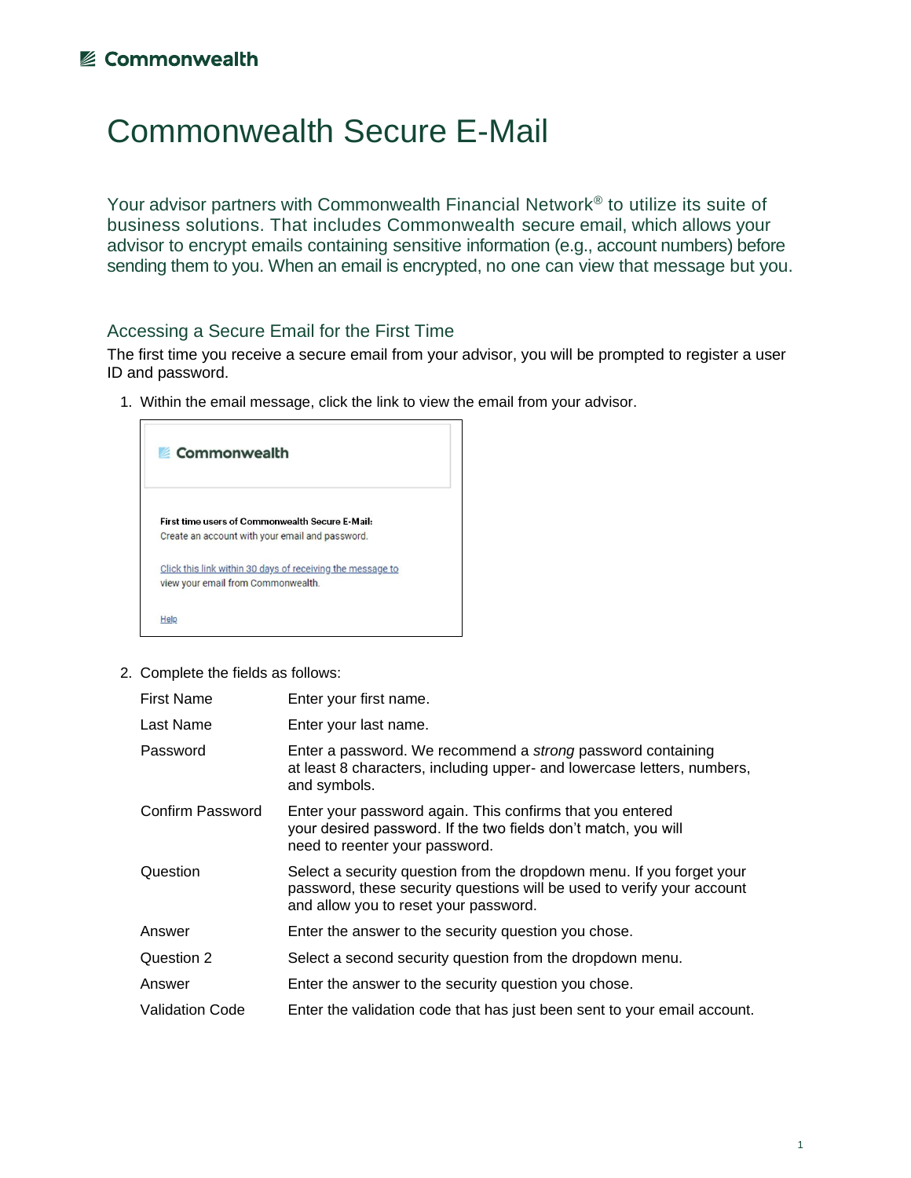# Commonwealth Secure E-Mail

Your advisor partners with Commonwealth Financial Network® to utilize its suite of business solutions. That includes Commonwealth secure email, which allows your advisor to encrypt emails containing sensitive information (e.g., account numbers) before sending them to you. When an email is encrypted, no one can view that message but you.

## Accessing a Secure Email for the First Time

The first time you receive a secure email from your advisor, you will be prompted to register a user ID and password.

1. Within the email message, click the link to view the email from your advisor.

   **Commonwealth**

   **First time users of Commonwealth Secure E-Mail:**
   Create an account with your email and password.

   Click this link within 30 days of receiving the message to view your email from Commonwealth.

   Help

2. Complete the fields as follows:

| | |
|---|---|
| First Name | Enter your first name. |
| Last Name | Enter your last name. |
| Password | Enter a password. We recommend a *strong* password containing at least 8 characters, including upper- and lowercase letters, numbers, and symbols. |
| Confirm Password | Enter your password again. This confirms that you entered your desired password. If the two fields don't match, you will need to reenter your password. |
| Question | Select a security question from the dropdown menu. If you forget your password, these security questions will be used to verify your account and allow you to reset your password. |
| Answer | Enter the answer to the security question you chose. |
| Question 2 | Select a second security question from the dropdown menu. |
| Answer | Enter the answer to the security question you chose. |
| Validation Code | Enter the validation code that has just been sent to your email account. |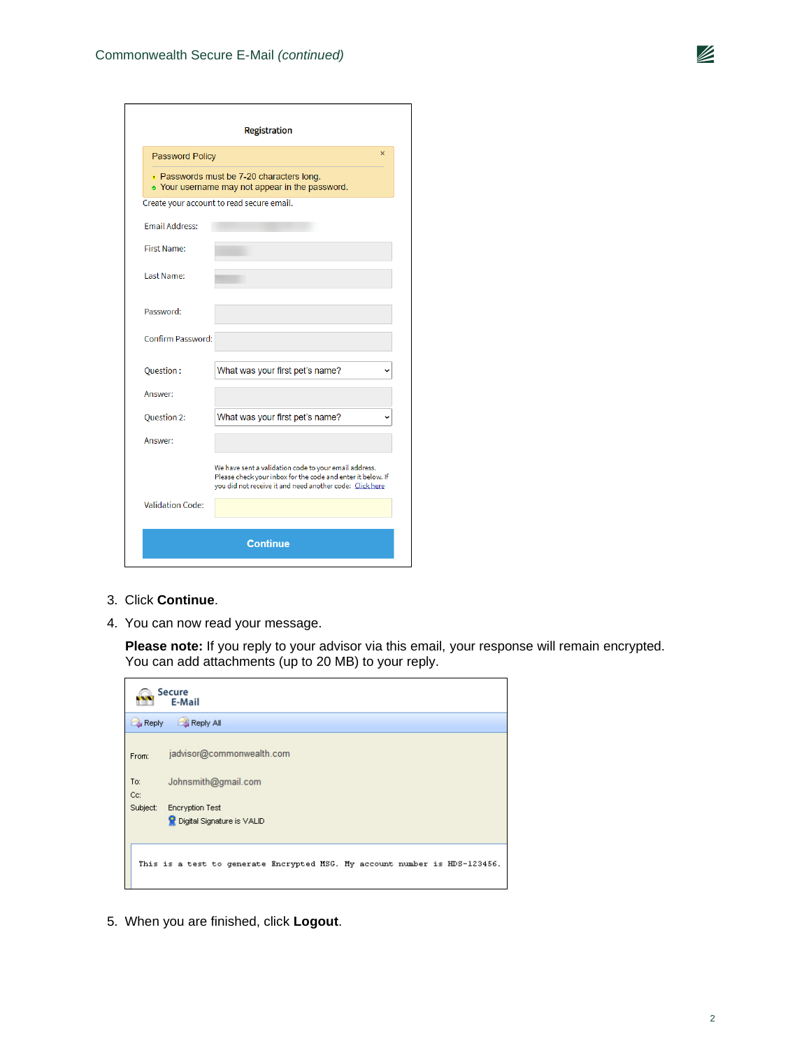Registration

Password Policy

- Passwords must be 7-20 characters long.
- Your username may not appear in the password.

Create your account to read secure email.

Email Address:

First Name:

Last Name:

Password:

Confirm Password:

Question : What was your first pet's name?

Answer:

Question 2: What was your first pet's name?

Answer:

We have sent a validation code to your email address. Please check your inbox for the code and enter it below. If you did not receive it and need another code: Click here

Validation Code:

Continue

3. Click **Continue**.
4. You can now read your message.

   **Please note:** If you reply to your advisor via this email, your response will remain encrypted. You can add attachments (up to 20 MB) to your reply.

Secure E-Mail

Reply | Reply All

From: jadvisor@commonwealth.com

To: Johnsmith@gmail.com

Cc:

Subject: Encryption Test

Digital Signature is VALID

```
This is a test to generate Encrypted MSG. My account number is HDS-123456.
```

5. When you are finished, click **Logout**.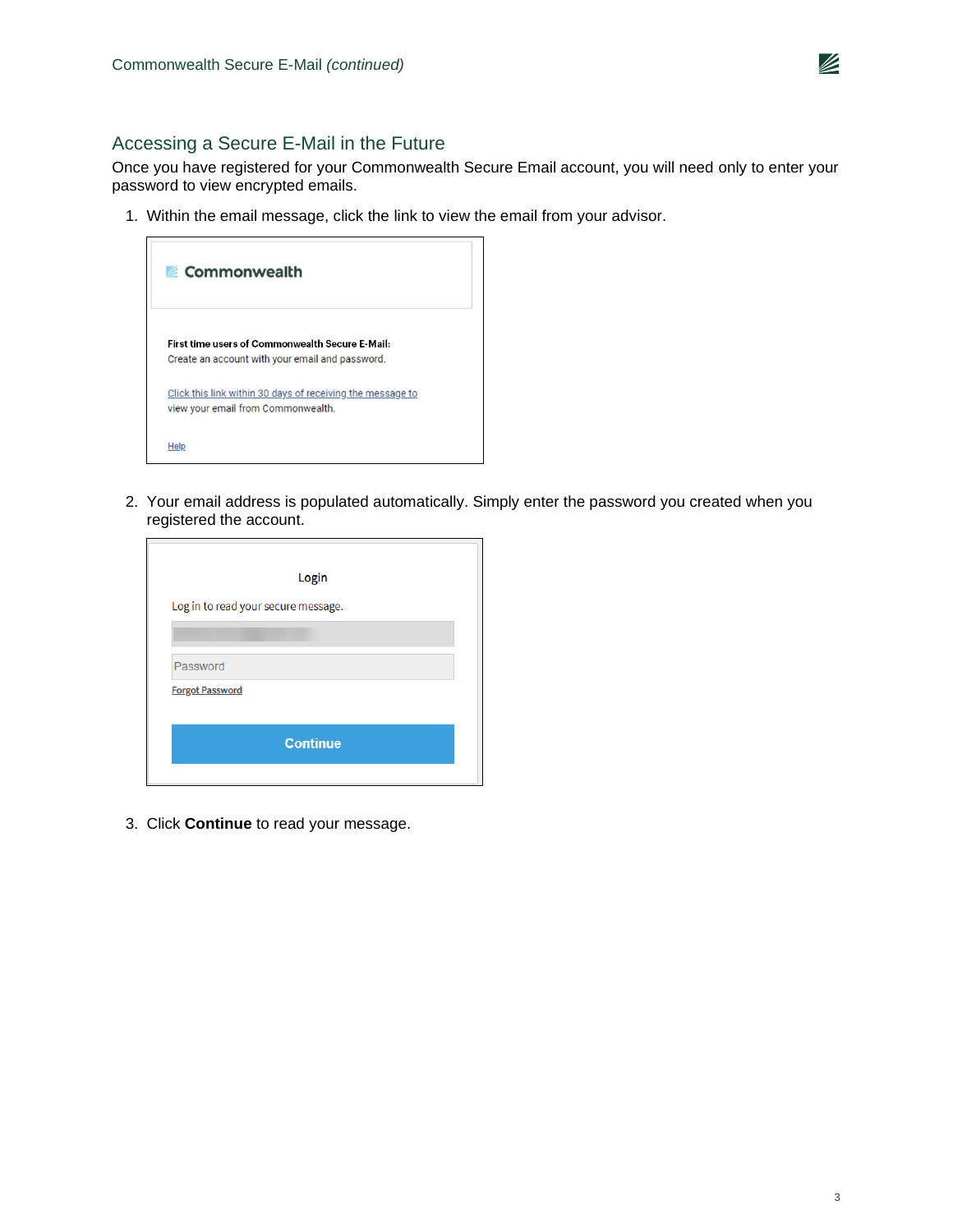## Accessing a Secure E-Mail in the Future

Once you have registered for your Commonwealth Secure Email account, you will need only to enter your password to view encrypted emails.

1. Within the email message, click the link to view the email from your advisor.

   **Commonwealth**

   **First time users of Commonwealth Secure E-Mail:**
   Create an account with your email and password.

   Click this link within 30 days of receiving the message to view your email from Commonwealth.

   Help

2. Your email address is populated automatically. Simply enter the password you created when you registered the account.

   Login

   Log in to read your secure message.

   Password

   Forgot Password

   Continue

3. Click **Continue** to read your message.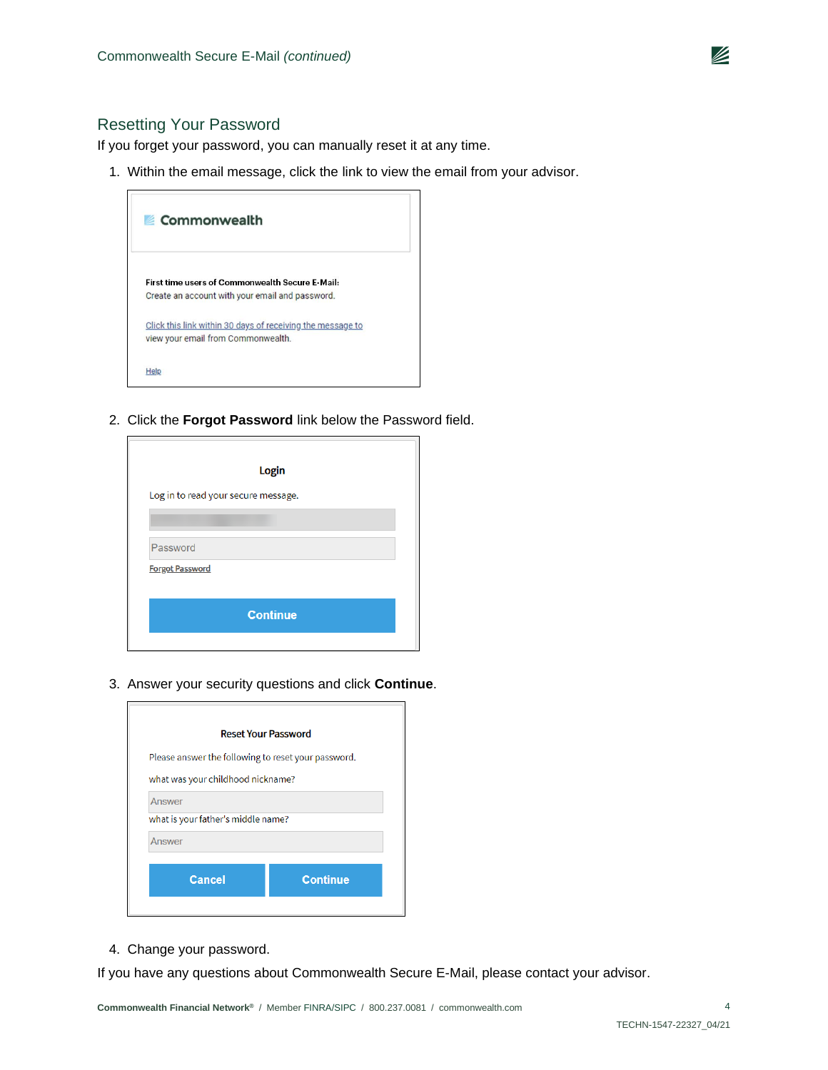## Resetting Your Password

If you forget your password, you can manually reset it at any time.

1. Within the email message, click the link to view the email from your advisor.

Commonwealth

First time users of Commonwealth Secure E-Mail:
Create an account with your email and password.

Click this link within 30 days of receiving the message to view your email from Commonwealth.

Help

2. Click the **Forgot Password** link below the Password field.

Login

Log in to read your secure message.

Password

Forgot Password

Continue

3. Answer your security questions and click **Continue**.

Reset Your Password

Please answer the following to reset your password.

what was your childhood nickname?

Answer

what is your father's middle name?

Answer

Cancel Continue

4. Change your password.

If you have any questions about Commonwealth Secure E-Mail, please contact your advisor.

**Commonwealth Financial Network®** / Member FINRA/SIPC / 800.237.0081 / commonwealth.com

TECHN-1547-22327_04/21